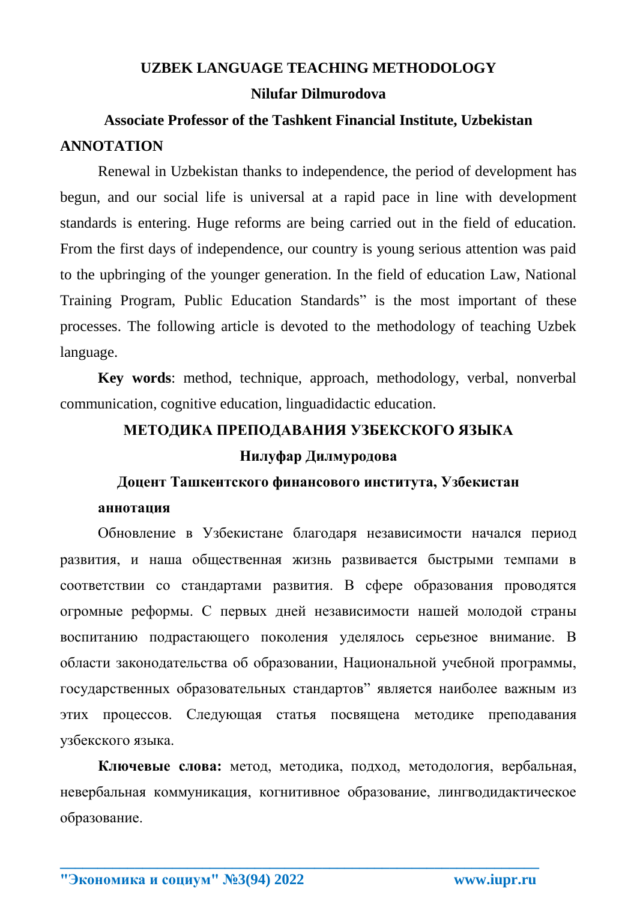# UZBEK LANGUAGE TEACHING METHODOLOGY

**Nilufar Dilmurodova**

**Associate Professor of the Tashkent Financial Institute, Uzbekistan**

**ANNOTATION**

Renewal in Uzbekistan thanks to independence, the period of development has begun, and our social life is universal at a rapid pace in line with development standards is entering. Huge reforms are being carried out in the field of education. From the first days of independence, our country is young serious attention was paid to the upbringing of the younger generation. In the field of education Law, National Training Program, Public Education Standards" is the most important of these processes. The following article is devoted to the methodology of teaching Uzbek language.

**Key words**: method, technique, approach, methodology, verbal, nonverbal communication, cognitive education, linguadidactic education.

# МЕТОДИКА ПРЕПОДАВАНИЯ УЗБЕКСКОГО ЯЗЫКА

**Нилуфар Дилмуродова**

**Доцент Ташкентского финансового института, Узбекистан**

**аннотация**

Обновление в Узбекистане благодаря независимости начался период развития, и наша общественная жизнь развивается быстрыми темпами в соответствии со стандартами развития. В сфере образования проводятся огромные реформы. С первых дней независимости нашей молодой страны воспитанию подрастающего поколения уделялось серьезное внимание. В области законодательства об образовании, Национальной учебной программы, государственных образовательных стандартов" является наиболее важным из этих процессов. Следующая статья посвящена методике преподавания узбекского языка.

**Ключевые слова:** метод, методика, подход, методология, вербальная, невербальная коммуникация, когнитивное образование, лингводидактическое образование.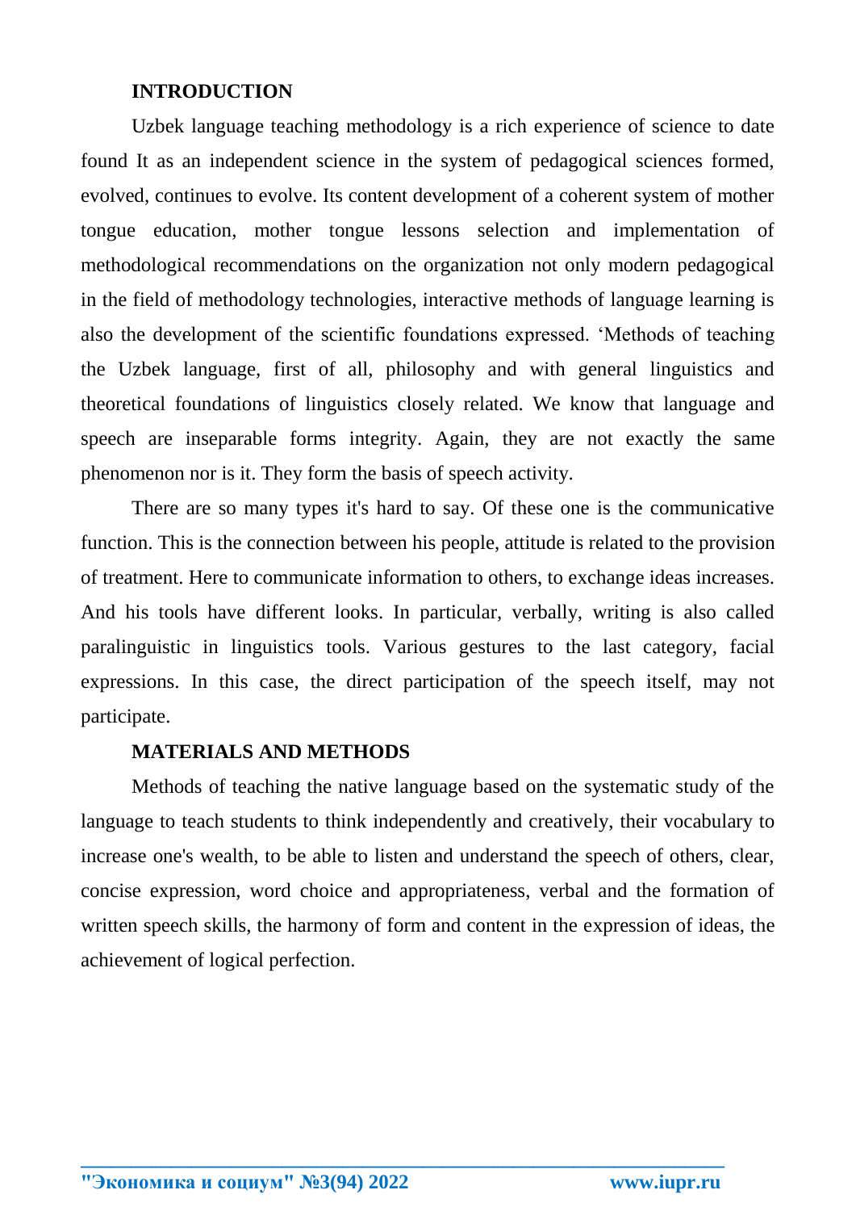## INTRODUCTION

Uzbek language teaching methodology is a rich experience of science to date found It as an independent science in the system of pedagogical sciences formed, evolved, continues to evolve. Its content development of a coherent system of mother tongue education, mother tongue lessons selection and implementation of methodological recommendations on the organization not only modern pedagogical in the field of methodology technologies, interactive methods of language learning is also the development of the scientific foundations expressed. 'Methods of teaching the Uzbek language, first of all, philosophy and with general linguistics and theoretical foundations of linguistics closely related. We know that language and speech are inseparable forms integrity. Again, they are not exactly the same phenomenon nor is it. They form the basis of speech activity.

There are so many types it's hard to say. Of these one is the communicative function. This is the connection between his people, attitude is related to the provision of treatment. Here to communicate information to others, to exchange ideas increases. And his tools have different looks. In particular, verbally, writing is also called paralinguistic in linguistics tools. Various gestures to the last category, facial expressions. In this case, the direct participation of the speech itself, may not participate.

## MATERIALS AND METHODS

Methods of teaching the native language based on the systematic study of the language to teach students to think independently and creatively, their vocabulary to increase one's wealth, to be able to listen and understand the speech of others, clear, concise expression, word choice and appropriateness, verbal and the formation of written speech skills, the harmony of form and content in the expression of ideas, the achievement of logical perfection.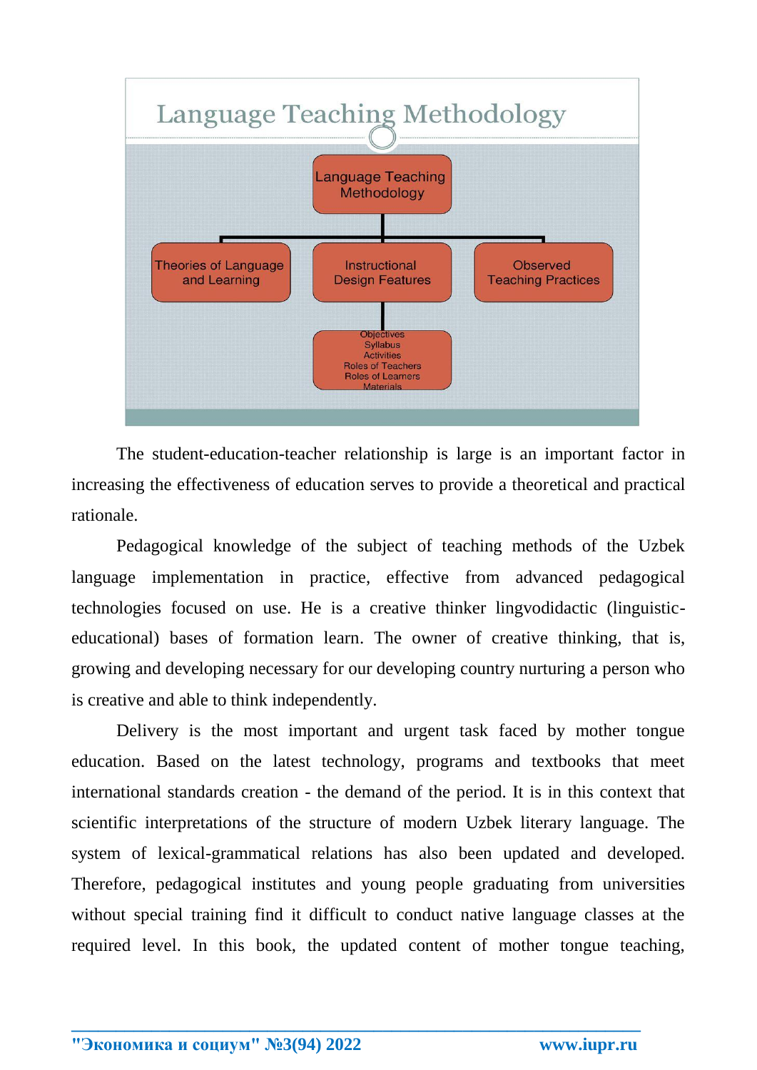**Language Teaching Methodology**

- Language Teaching Methodology
  - Theories of Language and Learning
  - Instructional Design Features
    - Objectives
    - Syllabus
    - Activities
    - Roles of Teachers
    - Roles of Learners
    - Materials
  - Observed Teaching Practices

The student-education-teacher relationship is large is an important factor in increasing the effectiveness of education serves to provide a theoretical and practical rationale.

Pedagogical knowledge of the subject of teaching methods of the Uzbek language implementation in practice, effective from advanced pedagogical technologies focused on use. He is a creative thinker lingvodidactic (linguistic-educational) bases of formation learn. The owner of creative thinking, that is, growing and developing necessary for our developing country nurturing a person who is creative and able to think independently.

Delivery is the most important and urgent task faced by mother tongue education. Based on the latest technology, programs and textbooks that meet international standards creation - the demand of the period. It is in this context that scientific interpretations of the structure of modern Uzbek literary language. The system of lexical-grammatical relations has also been updated and developed. Therefore, pedagogical institutes and young people graduating from universities without special training find it difficult to conduct native language classes at the required level. In this book, the updated content of mother tongue teaching,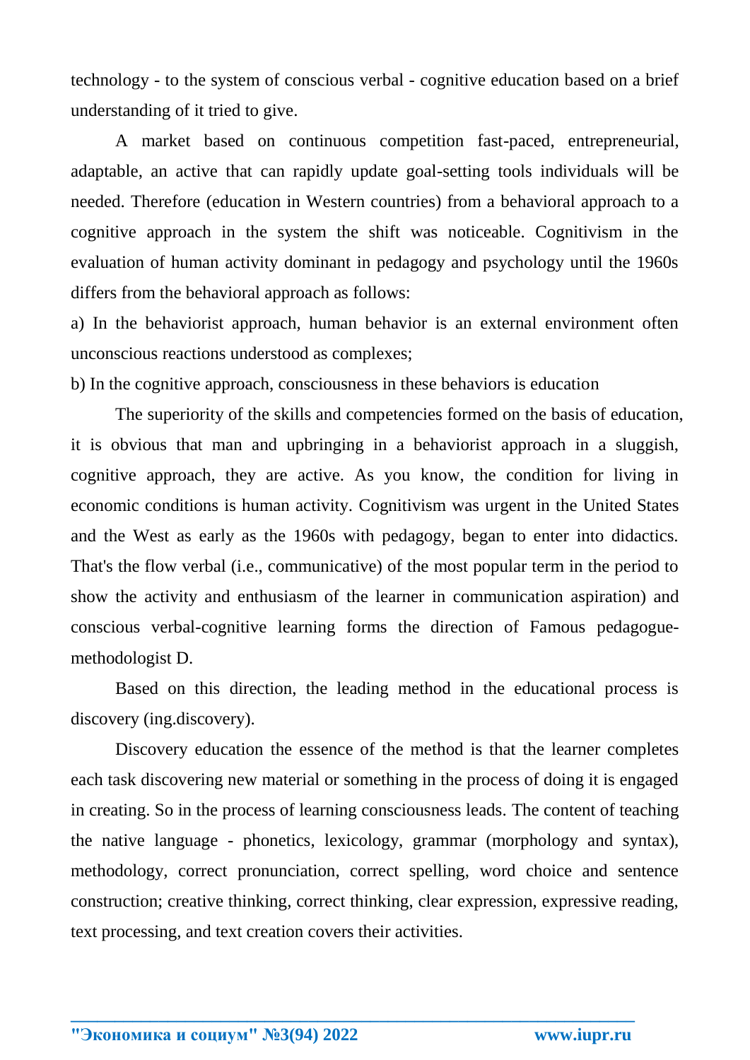technology - to the system of conscious verbal - cognitive education based on a brief understanding of it tried to give.

A market based on continuous competition fast-paced, entrepreneurial, adaptable, an active that can rapidly update goal-setting tools individuals will be needed. Therefore (education in Western countries) from a behavioral approach to a cognitive approach in the system the shift was noticeable. Cognitivism in the evaluation of human activity dominant in pedagogy and psychology until the 1960s differs from the behavioral approach as follows:

a) In the behaviorist approach, human behavior is an external environment often unconscious reactions understood as complexes;

b) In the cognitive approach, consciousness in these behaviors is education

The superiority of the skills and competencies formed on the basis of education, it is obvious that man and upbringing in a behaviorist approach in a sluggish, cognitive approach, they are active. As you know, the condition for living in economic conditions is human activity. Cognitivism was urgent in the United States and the West as early as the 1960s with pedagogy, began to enter into didactics. That's the flow verbal (i.e., communicative) of the most popular term in the period to show the activity and enthusiasm of the learner in communication aspiration) and conscious verbal-cognitive learning forms the direction of Famous pedagogue-methodologist D.

Based on this direction, the leading method in the educational process is discovery (ing.discovery).

Discovery education the essence of the method is that the learner completes each task discovering new material or something in the process of doing it is engaged in creating. So in the process of learning consciousness leads. The content of teaching the native language - phonetics, lexicology, grammar (morphology and syntax), methodology, correct pronunciation, correct spelling, word choice and sentence construction; creative thinking, correct thinking, clear expression, expressive reading, text processing, and text creation covers their activities.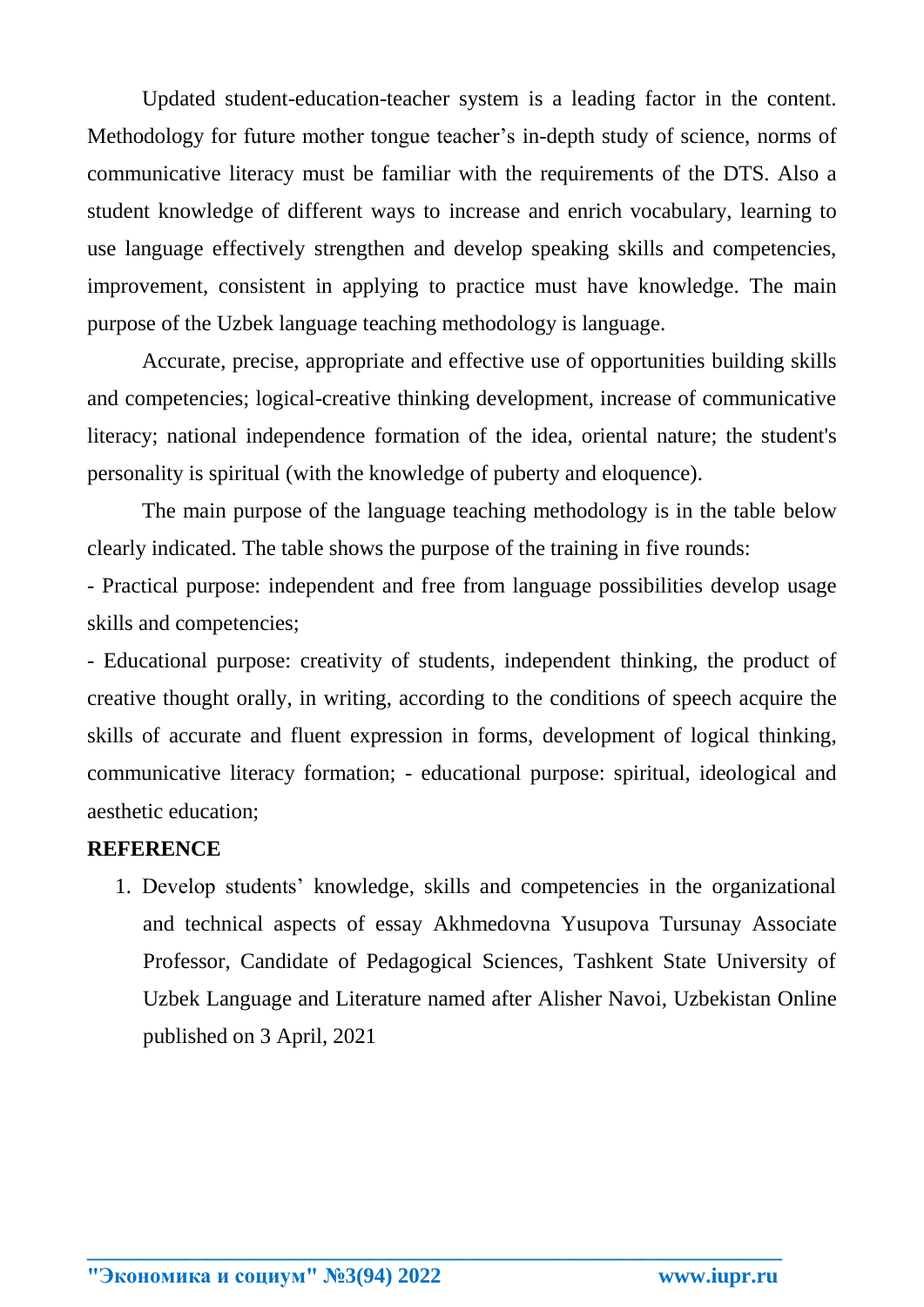Updated student-education-teacher system is a leading factor in the content. Methodology for future mother tongue teacher's in-depth study of science, norms of communicative literacy must be familiar with the requirements of the DTS. Also a student knowledge of different ways to increase and enrich vocabulary, learning to use language effectively strengthen and develop speaking skills and competencies, improvement, consistent in applying to practice must have knowledge. The main purpose of the Uzbek language teaching methodology is language.

Accurate, precise, appropriate and effective use of opportunities building skills and competencies; logical-creative thinking development, increase of communicative literacy; national independence formation of the idea, oriental nature; the student's personality is spiritual (with the knowledge of puberty and eloquence).

The main purpose of the language teaching methodology is in the table below clearly indicated. The table shows the purpose of the training in five rounds:

- Practical purpose: independent and free from language possibilities develop usage skills and competencies;
- Educational purpose: creativity of students, independent thinking, the product of creative thought orally, in writing, according to the conditions of speech acquire the skills of accurate and fluent expression in forms, development of logical thinking, communicative literacy formation; - educational purpose: spiritual, ideological and aesthetic education;

**REFERENCE**

1. Develop students' knowledge, skills and competencies in the organizational and technical aspects of essay Akhmedovna Yusupova Tursunay Associate Professor, Candidate of Pedagogical Sciences, Tashkent State University of Uzbek Language and Literature named after Alisher Navoi, Uzbekistan Online published on 3 April, 2021